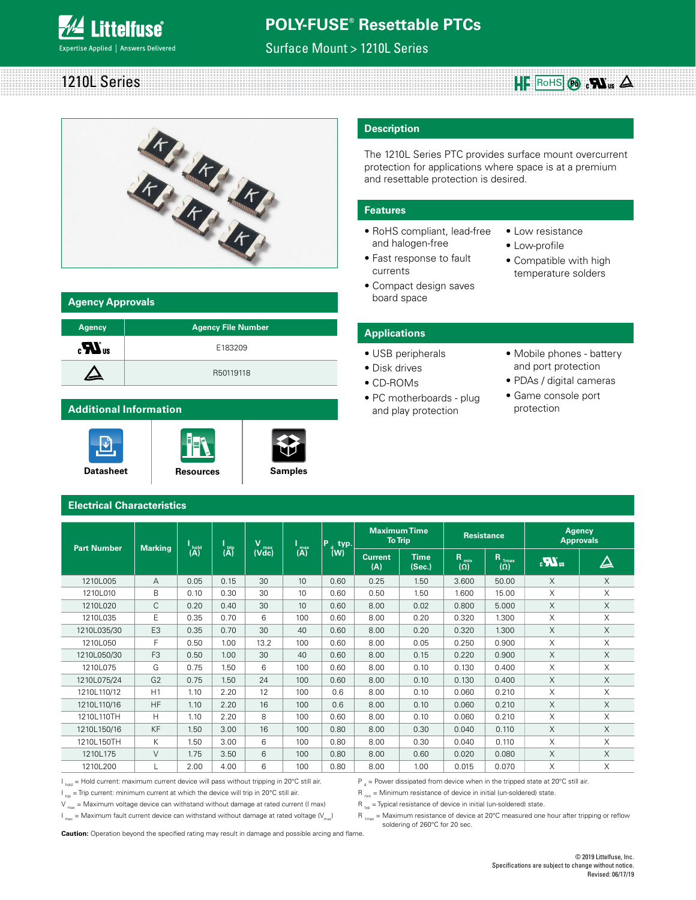# POLY-FUSE® Resettable PTCs

Surface Mount > 1210L Series

## 1210L Series

HF RoHS Pb cULus

## Description

The 1210L Series PTC provides surface mount overcurrent protection for applications where space is at a premium and resettable protection is desired.

## Features

- RoHS compliant, lead-free and halogen-free
- Fast response to fault currents
- Compact design saves board space
- Low resistance
- Low-profile
- Compatible with high temperature solders

## Applications

- USB peripherals
- Disk drives
- CD-ROMs
- PC motherboards - plug and play protection
- Mobile phones - battery and port protection
- PDAs / digital cameras
- Game console port protection

## Agency Approvals

| Agency | Agency File Number |
|---|---|
| cULus | E183209 |
| TÜV | R50119118 |

## Additional Information

Datasheet | Resources | Samples

## Electrical Characteristics

| Part Number | Marking | $I_{hold}$ (A) | $I_{trip}$ (A) | $V_{max}$ (Vdc) | $I_{max}$ (A) | $P_d$ typ. (W) | Maximum Time To Trip | | Resistance | | Agency Approvals | |
|---|---|---|---|---|---|---|---|---|---|---|---|---|
| | | | | | | | Current (A) | Time (Sec.) | $R_{min}$ (Ω) | $R_{1max}$ (Ω) | cULus | TÜV |
| 1210L005 | A | 0.05 | 0.15 | 30 | 10 | 0.60 | 0.25 | 1.50 | 3.600 | 50.00 | X | X |
| 1210L010 | B | 0.10 | 0.30 | 30 | 10 | 0.60 | 0.50 | 1.50 | 1.600 | 15.00 | X | X |
| 1210L020 | C | 0.20 | 0.40 | 30 | 10 | 0.60 | 8.00 | 0.02 | 0.800 | 5.000 | X | X |
| 1210L035 | E | 0.35 | 0.70 | 6 | 100 | 0.60 | 8.00 | 0.20 | 0.320 | 1.300 | X | X |
| 1210L035/30 | E3 | 0.35 | 0.70 | 30 | 40 | 0.60 | 8.00 | 0.20 | 0.320 | 1.300 | X | X |
| 1210L050 | F | 0.50 | 1.00 | 13.2 | 100 | 0.60 | 8.00 | 0.05 | 0.250 | 0.900 | X | X |
| 1210L050/30 | F3 | 0.50 | 1.00 | 30 | 40 | 0.60 | 8.00 | 0.15 | 0.220 | 0.900 | X | X |
| 1210L075 | G | 0.75 | 1.50 | 6 | 100 | 0.60 | 8.00 | 0.10 | 0.130 | 0.400 | X | X |
| 1210L075/24 | G2 | 0.75 | 1.50 | 24 | 100 | 0.60 | 8.00 | 0.10 | 0.130 | 0.400 | X | X |
| 1210L110/12 | H1 | 1.10 | 2.20 | 12 | 100 | 0.6 | 8.00 | 0.10 | 0.060 | 0.210 | X | X |
| 1210L110/16 | HF | 1.10 | 2.20 | 16 | 100 | 0.6 | 8.00 | 0.10 | 0.060 | 0.210 | X | X |
| 1210L110TH | H | 1.10 | 2.20 | 8 | 100 | 0.60 | 8.00 | 0.10 | 0.060 | 0.210 | X | X |
| 1210L150/16 | KF | 1.50 | 3.00 | 16 | 100 | 0.80 | 8.00 | 0.30 | 0.040 | 0.110 | X | X |
| 1210L150TH | K | 1.50 | 3.00 | 6 | 100 | 0.80 | 8.00 | 0.30 | 0.040 | 0.110 | X | X |
| 1210L175 | V | 1.75 | 3.50 | 6 | 100 | 0.80 | 8.00 | 0.60 | 0.020 | 0.080 | X | X |
| 1210L200 | L | 2.00 | 4.00 | 6 | 100 | 0.80 | 8.00 | 1.00 | 0.015 | 0.070 | X | X |

$I_{hold}$ = Hold current: maximum current device will pass without tripping in 20°C still air.

$I_{trip}$ = Trip current: minimum current at which the device will trip in 20°C still air.

$V_{max}$ = Maximum voltage device can withstand without damage at rated current (I max)

$I_{max}$ = Maximum fault current device can withstand without damage at rated voltage ($V_{max}$)

$P_d$ = Power dissipated from device when in the tripped state at 20°C still air.

$R_{min}$ = Minimum resistance of device in initial (un-soldered) state.

$R_{typ}$ = Typical resistance of device in initial (un-soldered) state.

$R_{1max}$ = Maximum resistance of device at 20°C measured one hour after tripping or reflow soldering of 260°C for 20 sec.

**Caution:** Operation beyond the specified rating may result in damage and possible arcing and flame.

© 2019 Littelfuse, Inc.
Specifications are subject to change without notice.
Revised: 06/17/19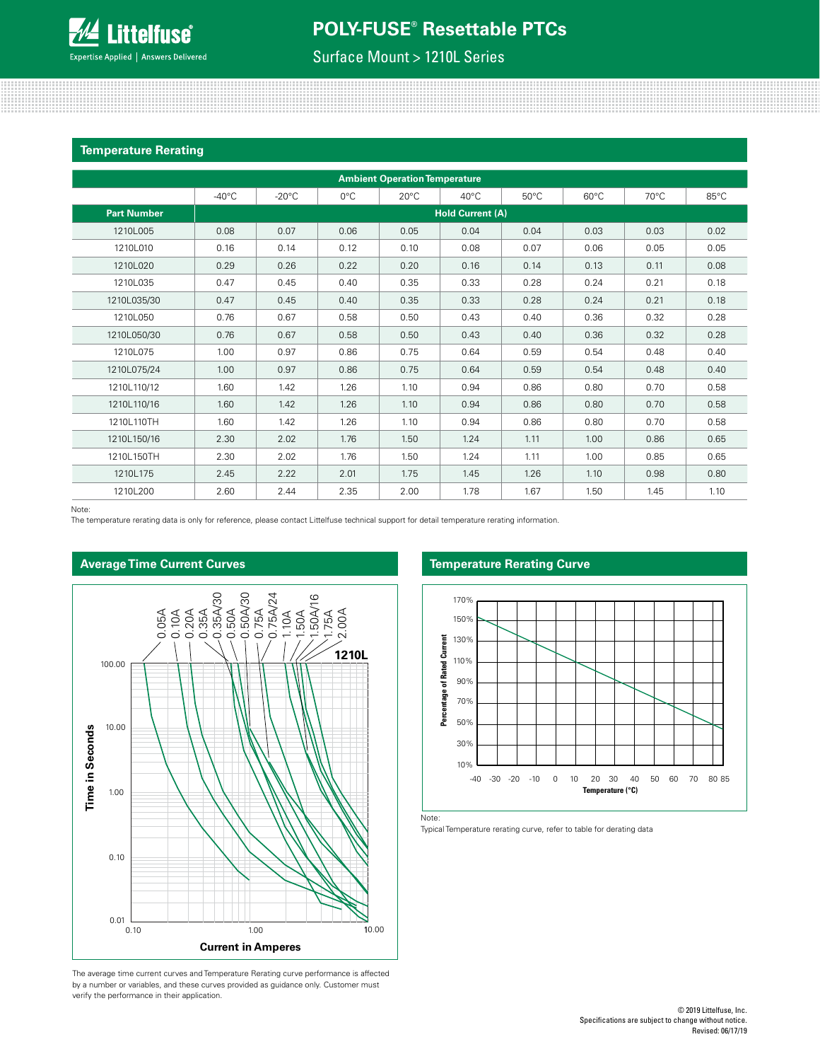## Temperature Rerating

| | Ambient Operation Temperature | | | | | | | | |
|---|---|---|---|---|---|---|---|---|---|
| | -40°C | -20°C | 0°C | 20°C | 40°C | 50°C | 60°C | 70°C | 85°C |
| **Part Number** | **Hold Current (A)** | | | | | | | | |
| 1210L005 | 0.08 | 0.07 | 0.06 | 0.05 | 0.04 | 0.04 | 0.03 | 0.03 | 0.02 |
| 1210L010 | 0.16 | 0.14 | 0.12 | 0.10 | 0.08 | 0.07 | 0.06 | 0.05 | 0.05 |
| 1210L020 | 0.29 | 0.26 | 0.22 | 0.20 | 0.16 | 0.14 | 0.13 | 0.11 | 0.08 |
| 1210L035 | 0.47 | 0.45 | 0.40 | 0.35 | 0.33 | 0.28 | 0.24 | 0.21 | 0.18 |
| 1210L035/30 | 0.47 | 0.45 | 0.40 | 0.35 | 0.33 | 0.28 | 0.24 | 0.21 | 0.18 |
| 1210L050 | 0.76 | 0.67 | 0.58 | 0.50 | 0.43 | 0.40 | 0.36 | 0.32 | 0.28 |
| 1210L050/30 | 0.76 | 0.67 | 0.58 | 0.50 | 0.43 | 0.40 | 0.36 | 0.32 | 0.28 |
| 1210L075 | 1.00 | 0.97 | 0.86 | 0.75 | 0.64 | 0.59 | 0.54 | 0.48 | 0.40 |
| 1210L075/24 | 1.00 | 0.97 | 0.86 | 0.75 | 0.64 | 0.59 | 0.54 | 0.48 | 0.40 |
| 1210L110/12 | 1.60 | 1.42 | 1.26 | 1.10 | 0.94 | 0.86 | 0.80 | 0.70 | 0.58 |
| 1210L110/16 | 1.60 | 1.42 | 1.26 | 1.10 | 0.94 | 0.86 | 0.80 | 0.70 | 0.58 |
| 1210L110TH | 1.60 | 1.42 | 1.26 | 1.10 | 0.94 | 0.86 | 0.80 | 0.70 | 0.58 |
| 1210L150/16 | 2.30 | 2.02 | 1.76 | 1.50 | 1.24 | 1.11 | 1.00 | 0.86 | 0.65 |
| 1210L150TH | 2.30 | 2.02 | 1.76 | 1.50 | 1.24 | 1.11 | 1.00 | 0.85 | 0.65 |
| 1210L175 | 2.45 | 2.22 | 2.01 | 1.75 | 1.45 | 1.26 | 1.10 | 0.98 | 0.80 |
| 1210L200 | 2.60 | 2.44 | 2.35 | 2.00 | 1.78 | 1.67 | 1.50 | 1.45 | 1.10 |

Note:
The temperature rerating data is only for reference, please contact Littelfuse technical support for detail temperature rerating information.

## Average Time Current Curves

The average time current curves and Temperature Rerating curve performance is affected by a number or variables, and these curves provided as guidance only. Customer must verify the performance in their application.

## Temperature Rerating Curve

Note:
Typical Temperature rerating curve, refer to table for derating data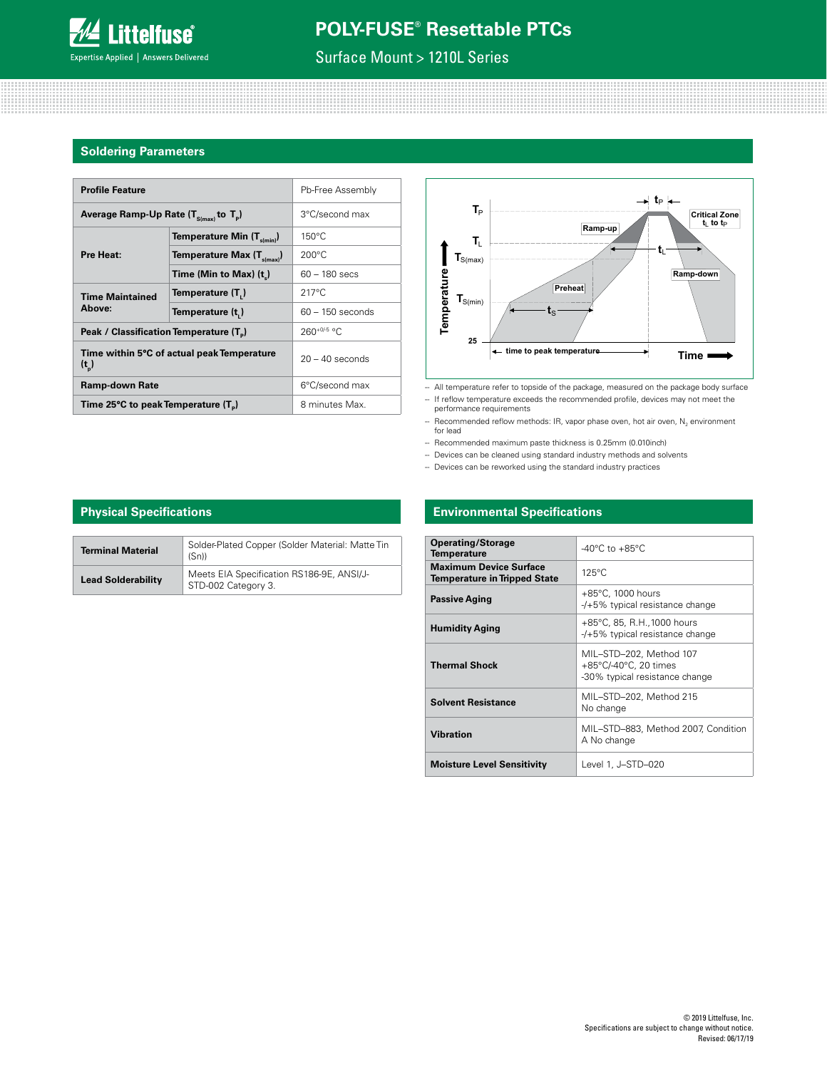## Soldering Parameters

| Profile Feature | | Pb-Free Assembly |
|---|---|---|
| Average Ramp-Up Rate ($T_{S(max)}$ to $T_P$) | | 3°C/second max |
| Pre Heat: | Temperature Min ($T_{s(min)}$) | 150°C |
| | Temperature Max ($T_{s(max)}$) | 200°C |
| | Time (Min to Max) ($t_s$) | 60 – 180 secs |
| Time Maintained Above: | Temperature ($T_L$) | 217°C |
| | Temperature ($t_L$) | 60 – 150 seconds |
| Peak / Classification Temperature ($T_P$) | | $260^{+0/-5}$ °C |
| Time within 5°C of actual peak Temperature ($t_p$) | | 20 – 40 seconds |
| Ramp-down Rate | | 6°C/second max |
| Time 25°C to peak Temperature ($T_P$) | | 8 minutes Max. |

- All temperature refer to topside of the package, measured on the package body surface
- If reflow temperature exceeds the recommended profile, devices may not meet the performance requirements
- Recommended reflow methods: IR, vapor phase oven, hot air oven, $N_2$ environment for lead
- Recommended maximum paste thickness is 0.25mm (0.010inch)
- Devices can be cleaned using standard industry methods and solvents
- Devices can be reworked using the standard industry practices

## Physical Specifications

| Terminal Material | Solder-Plated Copper (Solder Material: Matte Tin (Sn)) |
|---|---|
| Lead Solderability | Meets EIA Specification RS186-9E, ANSI/J-STD-002 Category 3. |

## Environmental Specifications

| Operating/Storage Temperature | -40°C to +85°C |
|---|---|
| Maximum Device Surface Temperature in Tripped State | 125°C |
| Passive Aging | +85°C, 1000 hours<br>-/+5% typical resistance change |
| Humidity Aging | +85°C, 85, R.H.,1000 hours<br>-/+5% typical resistance change |
| Thermal Shock | MIL–STD–202, Method 107<br>+85°C/-40°C, 20 times<br>-30% typical resistance change |
| Solvent Resistance | MIL–STD–202, Method 215<br>No change |
| Vibration | MIL–STD–883, Method 2007, Condition A No change |
| Moisture Level Sensitivity | Level 1, J–STD–020 |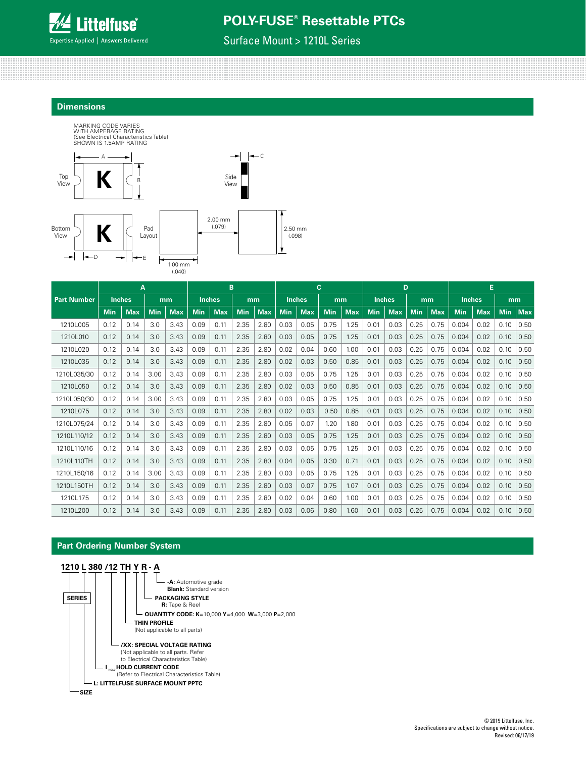## Dimensions

MARKING CODE VARIES
WITH AMPERAGE RATING
(See Electrical Characteristics Table)
SHOWN IS 1.5AMP RATING

Top View — Side View — Bottom View — Pad Layout

2.00 mm (.079)

2.50 mm (.098)

1.00 mm (.040)

| Part Number | A | | | | B | | | | C | | | | D | | | | E | | | |
|---|---|---|---|---|---|---|---|---|---|---|---|---|---|---|---|---|---|---|---|---|
| | Inches | | mm | | Inches | | mm | | Inches | | mm | | Inches | | mm | | Inches | | mm | |
| | Min | Max | Min | Max | Min | Max | Min | Max | Min | Max | Min | Max | Min | Max | Min | Max | Min | Max | Min | Max |
| 1210L005 | 0.12 | 0.14 | 3.0 | 3.43 | 0.09 | 0.11 | 2.35 | 2.80 | 0.03 | 0.05 | 0.75 | 1.25 | 0.01 | 0.03 | 0.25 | 0.75 | 0.004 | 0.02 | 0.10 | 0.50 |
| 1210L010 | 0.12 | 0.14 | 3.0 | 3.43 | 0.09 | 0.11 | 2.35 | 2.80 | 0.03 | 0.05 | 0.75 | 1.25 | 0.01 | 0.03 | 0.25 | 0.75 | 0.004 | 0.02 | 0.10 | 0.50 |
| 1210L020 | 0.12 | 0.14 | 3.0 | 3.43 | 0.09 | 0.11 | 2.35 | 2.80 | 0.02 | 0.04 | 0.60 | 1.00 | 0.01 | 0.03 | 0.25 | 0.75 | 0.004 | 0.02 | 0.10 | 0.50 |
| 1210L035 | 0.12 | 0.14 | 3.0 | 3.43 | 0.09 | 0.11 | 2.35 | 2.80 | 0.02 | 0.03 | 0.50 | 0.85 | 0.01 | 0.03 | 0.25 | 0.75 | 0.004 | 0.02 | 0.10 | 0.50 |
| 1210L035/30 | 0.12 | 0.14 | 3.00 | 3.43 | 0.09 | 0.11 | 2.35 | 2.80 | 0.03 | 0.05 | 0.75 | 1.25 | 0.01 | 0.03 | 0.25 | 0.75 | 0.004 | 0.02 | 0.10 | 0.50 |
| 1210L050 | 0.12 | 0.14 | 3.0 | 3.43 | 0.09 | 0.11 | 2.35 | 2.80 | 0.02 | 0.03 | 0.50 | 0.85 | 0.01 | 0.03 | 0.25 | 0.75 | 0.004 | 0.02 | 0.10 | 0.50 |
| 1210L050/30 | 0.12 | 0.14 | 3.00 | 3.43 | 0.09 | 0.11 | 2.35 | 2.80 | 0.03 | 0.05 | 0.75 | 1.25 | 0.01 | 0.03 | 0.25 | 0.75 | 0.004 | 0.02 | 0.10 | 0.50 |
| 1210L075 | 0.12 | 0.14 | 3.0 | 3.43 | 0.09 | 0.11 | 2.35 | 2.80 | 0.02 | 0.03 | 0.50 | 0.85 | 0.01 | 0.03 | 0.25 | 0.75 | 0.004 | 0.02 | 0.10 | 0.50 |
| 1210L075/24 | 0.12 | 0.14 | 3.0 | 3.43 | 0.09 | 0.11 | 2.35 | 2.80 | 0.05 | 0.07 | 1.20 | 1.80 | 0.01 | 0.03 | 0.25 | 0.75 | 0.004 | 0.02 | 0.10 | 0.50 |
| 1210L110/12 | 0.12 | 0.14 | 3.0 | 3.43 | 0.09 | 0.11 | 2.35 | 2.80 | 0.03 | 0.05 | 0.75 | 1.25 | 0.01 | 0.03 | 0.25 | 0.75 | 0.004 | 0.02 | 0.10 | 0.50 |
| 1210L110/16 | 0.12 | 0.14 | 3.0 | 3.43 | 0.09 | 0.11 | 2.35 | 2.80 | 0.03 | 0.05 | 0.75 | 1.25 | 0.01 | 0.03 | 0.25 | 0.75 | 0.004 | 0.02 | 0.10 | 0.50 |
| 1210L110TH | 0.12 | 0.14 | 3.0 | 3.43 | 0.09 | 0.11 | 2.35 | 2.80 | 0.04 | 0.05 | 0.30 | 0.71 | 0.01 | 0.03 | 0.25 | 0.75 | 0.004 | 0.02 | 0.10 | 0.50 |
| 1210L150/16 | 0.12 | 0.14 | 3.00 | 3.43 | 0.09 | 0.11 | 2.35 | 2.80 | 0.03 | 0.05 | 0.75 | 1.25 | 0.01 | 0.03 | 0.25 | 0.75 | 0.004 | 0.02 | 0.10 | 0.50 |
| 1210L150TH | 0.12 | 0.14 | 3.0 | 3.43 | 0.09 | 0.11 | 2.35 | 2.80 | 0.03 | 0.07 | 0.75 | 1.07 | 0.01 | 0.03 | 0.25 | 0.75 | 0.004 | 0.02 | 0.10 | 0.50 |
| 1210L175 | 0.12 | 0.14 | 3.0 | 3.43 | 0.09 | 0.11 | 2.35 | 2.80 | 0.02 | 0.04 | 0.60 | 1.00 | 0.01 | 0.03 | 0.25 | 0.75 | 0.004 | 0.02 | 0.10 | 0.50 |
| 1210L200 | 0.12 | 0.14 | 3.0 | 3.43 | 0.09 | 0.11 | 2.35 | 2.80 | 0.03 | 0.06 | 0.80 | 1.60 | 0.01 | 0.03 | 0.25 | 0.75 | 0.004 | 0.02 | 0.10 | 0.50 |

## Part Ordering Number System

**1210 L 380 /12 TH Y R - A**

- **-A:** Automotive grade; **Blank:** Standard version
- **PACKAGING STYLE** — **R:** Tape & Reel
- **QUANTITY CODE: K**=10,000 **Y**=4,000 **W**=3,000 **P**=2,000
- **THIN PROFILE** (Not applicable to all parts)
- **/XX: SPECIAL VOLTAGE RATING** (Not applicable to all parts. Refer to Electrical Characteristics Table)
- **$I_{HOLD}$ HOLD CURRENT CODE** (Refer to Electrical Characteristics Table)
- **L: LITTELFUSE SURFACE MOUNT PPTC**
- **SIZE**
- **SERIES**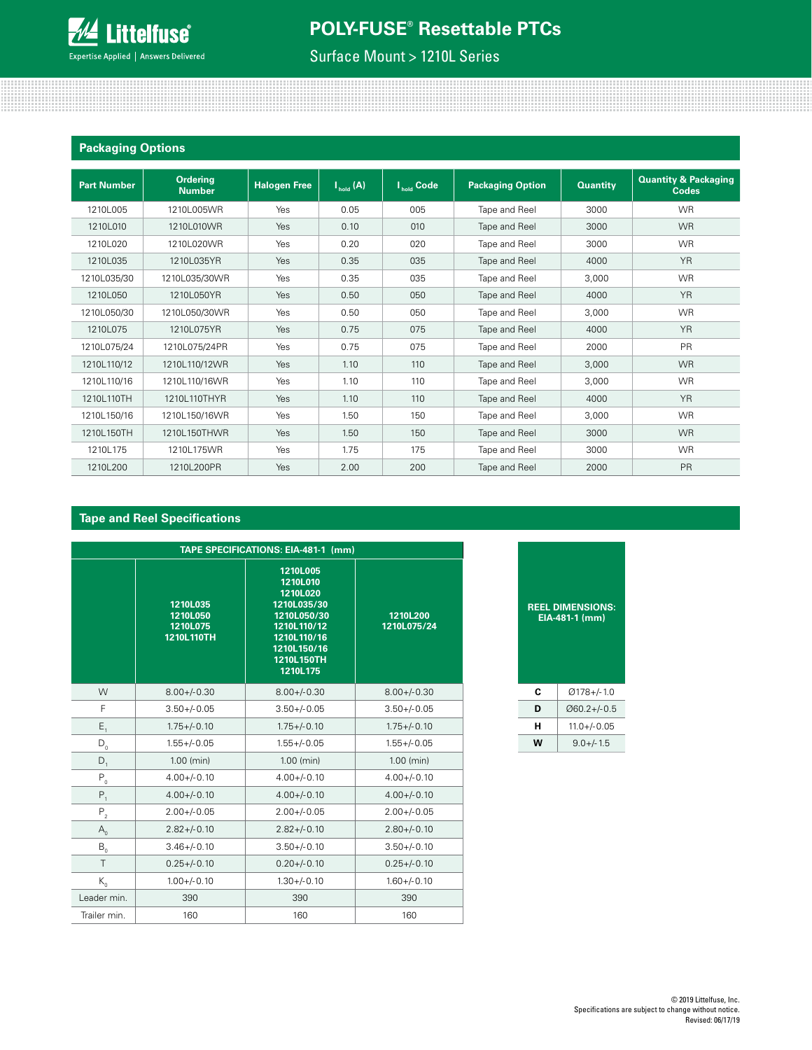## Packaging Options

| Part Number | Ordering Number | Halogen Free | $I_{hold}$ (A) | $I_{hold}$ Code | Packaging Option | Quantity | Quantity & Packaging Codes |
|---|---|---|---|---|---|---|---|
| 1210L005 | 1210L005WR | Yes | 0.05 | 005 | Tape and Reel | 3000 | WR |
| 1210L010 | 1210L010WR | Yes | 0.10 | 010 | Tape and Reel | 3000 | WR |
| 1210L020 | 1210L020WR | Yes | 0.20 | 020 | Tape and Reel | 3000 | WR |
| 1210L035 | 1210L035YR | Yes | 0.35 | 035 | Tape and Reel | 4000 | YR |
| 1210L035/30 | 1210L035/30WR | Yes | 0.35 | 035 | Tape and Reel | 3,000 | WR |
| 1210L050 | 1210L050YR | Yes | 0.50 | 050 | Tape and Reel | 4000 | YR |
| 1210L050/30 | 1210L050/30WR | Yes | 0.50 | 050 | Tape and Reel | 3,000 | WR |
| 1210L075 | 1210L075YR | Yes | 0.75 | 075 | Tape and Reel | 4000 | YR |
| 1210L075/24 | 1210L075/24PR | Yes | 0.75 | 075 | Tape and Reel | 2000 | PR |
| 1210L110/12 | 1210L110/12WR | Yes | 1.10 | 110 | Tape and Reel | 3,000 | WR |
| 1210L110/16 | 1210L110/16WR | Yes | 1.10 | 110 | Tape and Reel | 3,000 | WR |
| 1210L110TH | 1210L110THYR | Yes | 1.10 | 110 | Tape and Reel | 4000 | YR |
| 1210L150/16 | 1210L150/16WR | Yes | 1.50 | 150 | Tape and Reel | 3,000 | WR |
| 1210L150TH | 1210L150THWR | Yes | 1.50 | 150 | Tape and Reel | 3000 | WR |
| 1210L175 | 1210L175WR | Yes | 1.75 | 175 | Tape and Reel | 3000 | WR |
| 1210L200 | 1210L200PR | Yes | 2.00 | 200 | Tape and Reel | 2000 | PR |

## Tape and Reel Specifications

| TAPE SPECIFICATIONS: EIA-481-1 (mm) | | | |
|---|---|---|---|
| | 1210L035 1210L050 1210L075 1210L110TH | 1210L005 1210L010 1210L020 1210L035/30 1210L050/30 1210L110/12 1210L110/16 1210L150/16 1210L150TH 1210L175 | 1210L200 1210L075/24 |
| W | 8.00+/-0.30 | 8.00+/-0.30 | 8.00+/-0.30 |
| F | 3.50+/-0.05 | 3.50+/-0.05 | 3.50+/-0.05 |
| $E_1$ | 1.75+/-0.10 | 1.75+/-0.10 | 1.75+/-0.10 |
| $D_0$ | 1.55+/-0.05 | 1.55+/-0.05 | 1.55+/-0.05 |
| $D_1$ | 1.00 (min) | 1.00 (min) | 1.00 (min) |
| $P_0$ | 4.00+/-0.10 | 4.00+/-0.10 | 4.00+/-0.10 |
| $P_1$ | 4.00+/-0.10 | 4.00+/-0.10 | 4.00+/-0.10 |
| $P_2$ | 2.00+/-0.05 | 2.00+/-0.05 | 2.00+/-0.05 |
| $A_0$ | 2.82+/-0.10 | 2.82+/-0.10 | 2.80+/-0.10 |
| $B_0$ | 3.46+/-0.10 | 3.50+/-0.10 | 3.50+/-0.10 |
| T | 0.25+/-0.10 | 0.20+/-0.10 | 0.25+/-0.10 |
| $K_0$ | 1.00+/-0.10 | 1.30+/-0.10 | 1.60+/-0.10 |
| Leader min. | 390 | 390 | 390 |
| Trailer min. | 160 | 160 | 160 |

| REEL DIMENSIONS: EIA-481-1 (mm) | |
|---|---|
| **C** | Ø178+/-1.0 |
| **D** | Ø60.2+/-0.5 |
| **H** | 11.0+/-0.05 |
| **W** | 9.0+/-1.5 |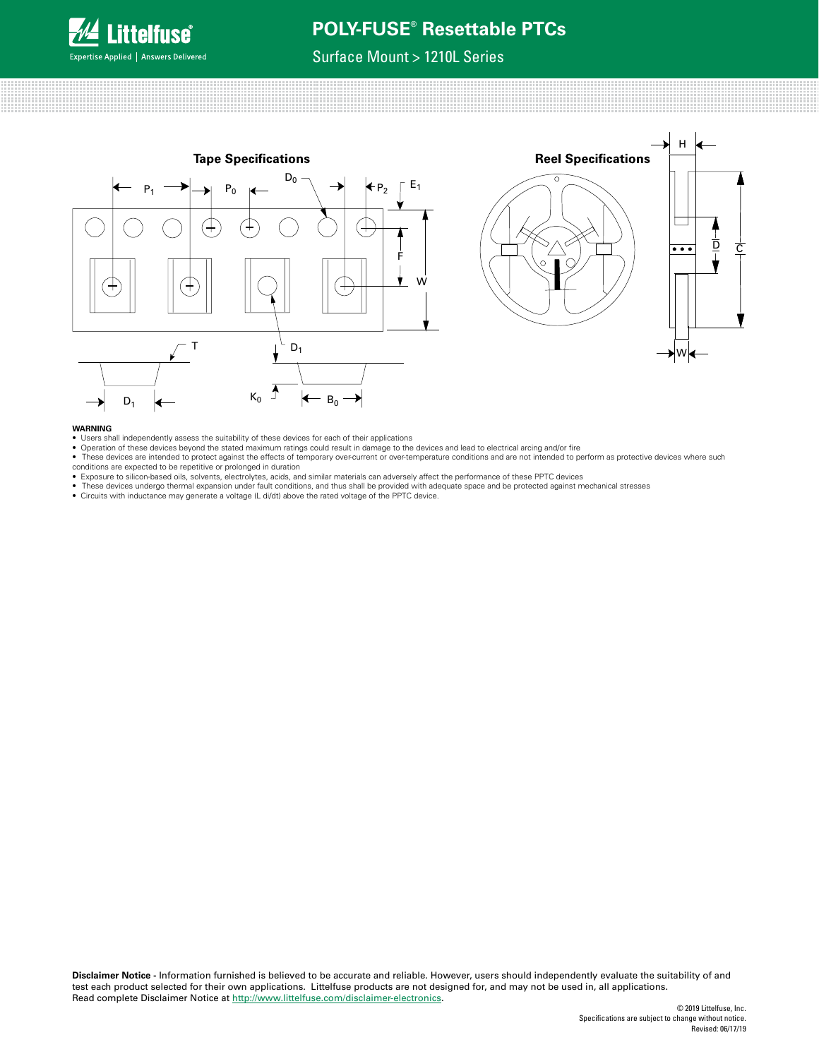## Tape Specifications

## Reel Specifications

**WARNING**

- Users shall independently assess the suitability of these devices for each of their applications
- Operation of these devices beyond the stated maximum ratings could result in damage to the devices and lead to electrical arcing and/or fire
- These devices are intended to protect against the effects of temporary over-current or over-temperature conditions and are not intended to perform as protective devices where such conditions are expected to be repetitive or prolonged in duration
- Exposure to silicon-based oils, solvents, electrolytes, acids, and similar materials can adversely affect the performance of these PPTC devices
- These devices undergo thermal expansion under fault conditions, and thus shall be provided with adequate space and be protected against mechanical stresses
- Circuits with inductance may generate a voltage (L di/dt) above the rated voltage of the PPTC device.

**Disclaimer Notice** - Information furnished is believed to be accurate and reliable. However, users should independently evaluate the suitability of and test each product selected for their own applications. Littelfuse products are not designed for, and may not be used in, all applications. Read complete Disclaimer Notice at http://www.littelfuse.com/disclaimer-electronics.

© 2019 Littelfuse, Inc.
Specifications are subject to change without notice.
Revised: 06/17/19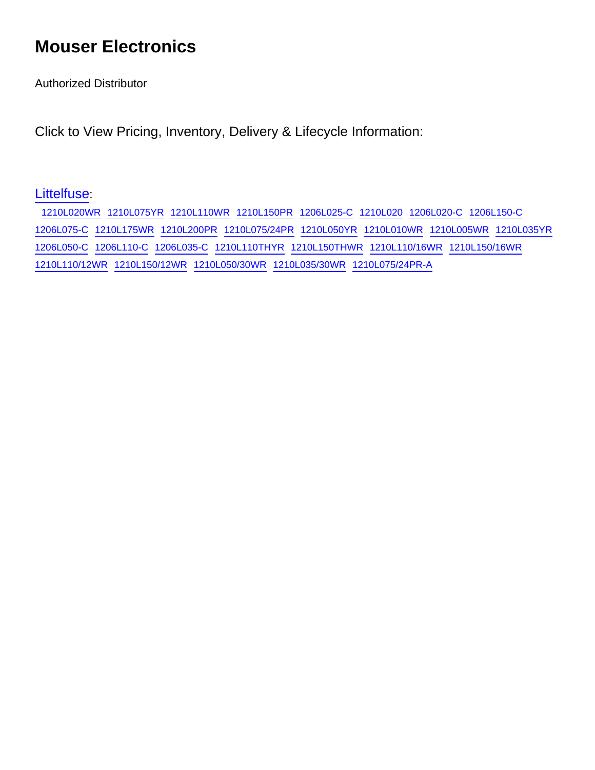# Mouser Electronics

Authorized Distributor

Click to View Pricing, Inventory, Delivery & Lifecycle Information:

Littelfuse:

1210L020WR 1210L075YR 1210L110WR 1210L150PR 1206L025-C 1210L020 1206L020-C 1206L150-C 1206L075-C 1210L175WR 1210L200PR 1210L075/24PR 1210L050YR 1210L010WR 1210L005WR 1210L035YR 1206L050-C 1206L110-C 1206L035-C 1210L110THYR 1210L150THWR 1210L110/16WR 1210L150/16WR 1210L110/12WR 1210L150/12WR 1210L050/30WR 1210L035/30WR 1210L075/24PR-A